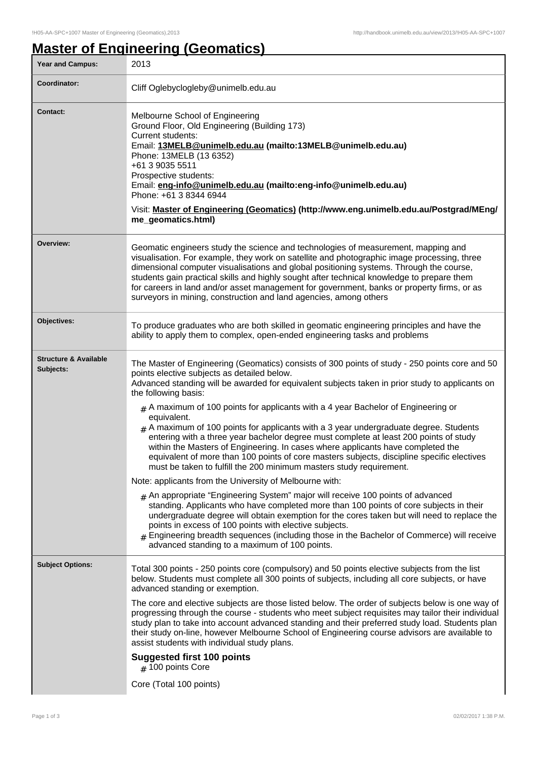# Master of Engineering (Geomatics)

| | |
|---|---|
| **Year and Campus:** | 2013 |
| **Coordinator:** | Cliff Oglebyclogleby@unimelb.edu.au |
| **Contact:** | Melbourne School of Engineering<br>Ground Floor, Old Engineering (Building 173)<br>Current students:<br>Email: **13MELB@unimelb.edu.au (mailto:13MELB@unimelb.edu.au)**<br>Phone: 13MELB (13 6352)<br>+61 3 9035 5511<br>Prospective students:<br>Email: **eng-info@unimelb.edu.au (mailto:eng-info@unimelb.edu.au)**<br>Phone: +61 3 8344 6944<br>Visit: **Master of Engineering (Geomatics) (http://www.eng.unimelb.edu.au/Postgrad/MEng/me_geomatics.html)** |
| **Overview:** | Geomatic engineers study the science and technologies of measurement, mapping and visualisation. For example, they work on satellite and photographic image processing, three dimensional computer visualisations and global positioning systems. Through the course, students gain practical skills and highly sought after technical knowledge to prepare them for careers in land and/or asset management for government, banks or property firms, or as surveyors in mining, construction and land agencies, among others |
| **Objectives:** | To produce graduates who are both skilled in geomatic engineering principles and have the ability to apply them to complex, open-ended engineering tasks and problems |
| **Structure & Available Subjects:** | The Master of Engineering (Geomatics) consists of 300 points of study - 250 points core and 50 points elective subjects as detailed below.<br>Advanced standing will be awarded for equivalent subjects taken in prior study to applicants on the following basis:<br># A maximum of 100 points for applicants with a 4 year Bachelor of Engineering or equivalent.<br># A maximum of 100 points for applicants with a 3 year undergraduate degree. Students entering with a three year bachelor degree must complete at least 200 points of study within the Masters of Engineering. In cases where applicants have completed the equivalent of more than 100 points of core masters subjects, discipline specific electives must be taken to fulfill the 200 minimum masters study requirement.<br>Note: applicants from the University of Melbourne with:<br># An appropriate "Engineering System" major will receive 100 points of advanced standing. Applicants who have completed more than 100 points of core subjects in their undergraduate degree will obtain exemption for the cores taken but will need to replace the points in excess of 100 points with elective subjects.<br># Engineering breadth sequences (including those in the Bachelor of Commerce) will receive advanced standing to a maximum of 100 points. |
| **Subject Options:** | Total 300 points - 250 points core (compulsory) and 50 points elective subjects from the list below. Students must complete all 300 points of subjects, including all core subjects, or have advanced standing or exemption.<br>The core and elective subjects are those listed below. The order of subjects below is one way of progressing through the course - students who meet subject requisites may tailor their individual study plan to take into account advanced standing and their preferred study load. Students plan their study on-line, however Melbourne School of Engineering course advisors are available to assist students with individual study plans.<br>**Suggested first 100 points**<br># 100 points Core<br>Core (Total 100 points) |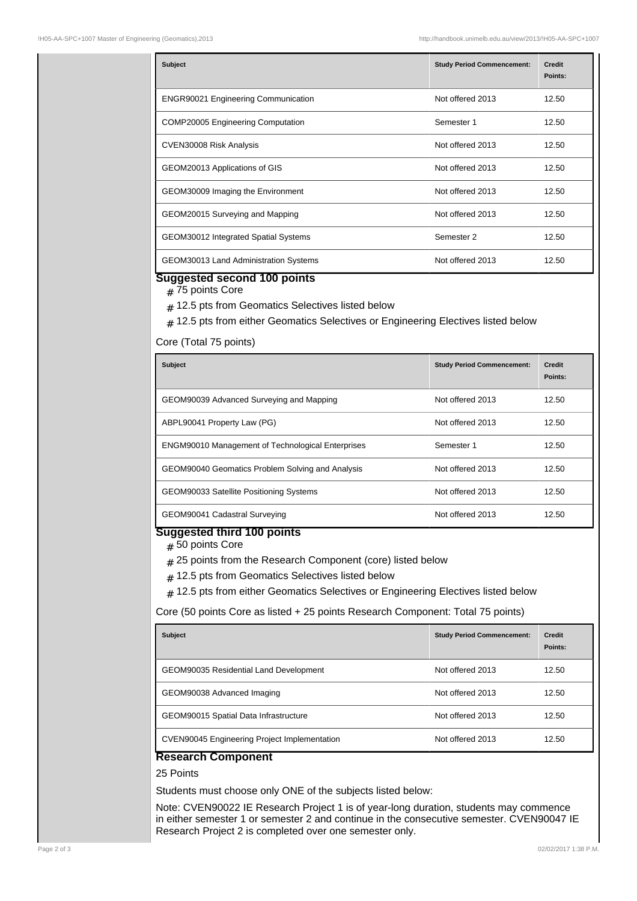| Subject | Study Period Commencement: | Credit Points: |
| --- | --- | --- |
| ENGR90021 Engineering Communication | Not offered 2013 | 12.50 |
| COMP20005 Engineering Computation | Semester 1 | 12.50 |
| CVEN30008 Risk Analysis | Not offered 2013 | 12.50 |
| GEOM20013 Applications of GIS | Not offered 2013 | 12.50 |
| GEOM30009 Imaging the Environment | Not offered 2013 | 12.50 |
| GEOM20015 Surveying and Mapping | Not offered 2013 | 12.50 |
| GEOM30012 Integrated Spatial Systems | Semester 2 | 12.50 |
| GEOM30013 Land Administration Systems | Not offered 2013 | 12.50 |

**Suggested second 100 points**

- 75 points Core
- 12.5 pts from Geomatics Selectives listed below
- 12.5 pts from either Geomatics Selectives or Engineering Electives listed below

Core (Total 75 points)

| Subject | Study Period Commencement: | Credit Points: |
| --- | --- | --- |
| GEOM90039 Advanced Surveying and Mapping | Not offered 2013 | 12.50 |
| ABPL90041 Property Law (PG) | Not offered 2013 | 12.50 |
| ENGM90010 Management of Technological Enterprises | Semester 1 | 12.50 |
| GEOM90040 Geomatics Problem Solving and Analysis | Not offered 2013 | 12.50 |
| GEOM90033 Satellite Positioning Systems | Not offered 2013 | 12.50 |
| GEOM90041 Cadastral Surveying | Not offered 2013 | 12.50 |

**Suggested third 100 points**

- 50 points Core
- 25 points from the Research Component (core) listed below
- 12.5 pts from Geomatics Selectives listed below
- 12.5 pts from either Geomatics Selectives or Engineering Electives listed below

Core (50 points Core as listed + 25 points Research Component: Total 75 points)

| Subject | Study Period Commencement: | Credit Points: |
| --- | --- | --- |
| GEOM90035 Residential Land Development | Not offered 2013 | 12.50 |
| GEOM90038 Advanced Imaging | Not offered 2013 | 12.50 |
| GEOM90015 Spatial Data Infrastructure | Not offered 2013 | 12.50 |
| CVEN90045 Engineering Project Implementation | Not offered 2013 | 12.50 |

**Research Component**

25 Points

Students must choose only ONE of the subjects listed below:

Note: CVEN90022 IE Research Project 1 is of year-long duration, students may commence in either semester 1 or semester 2 and continue in the consecutive semester. CVEN90047 IE Research Project 2 is completed over one semester only.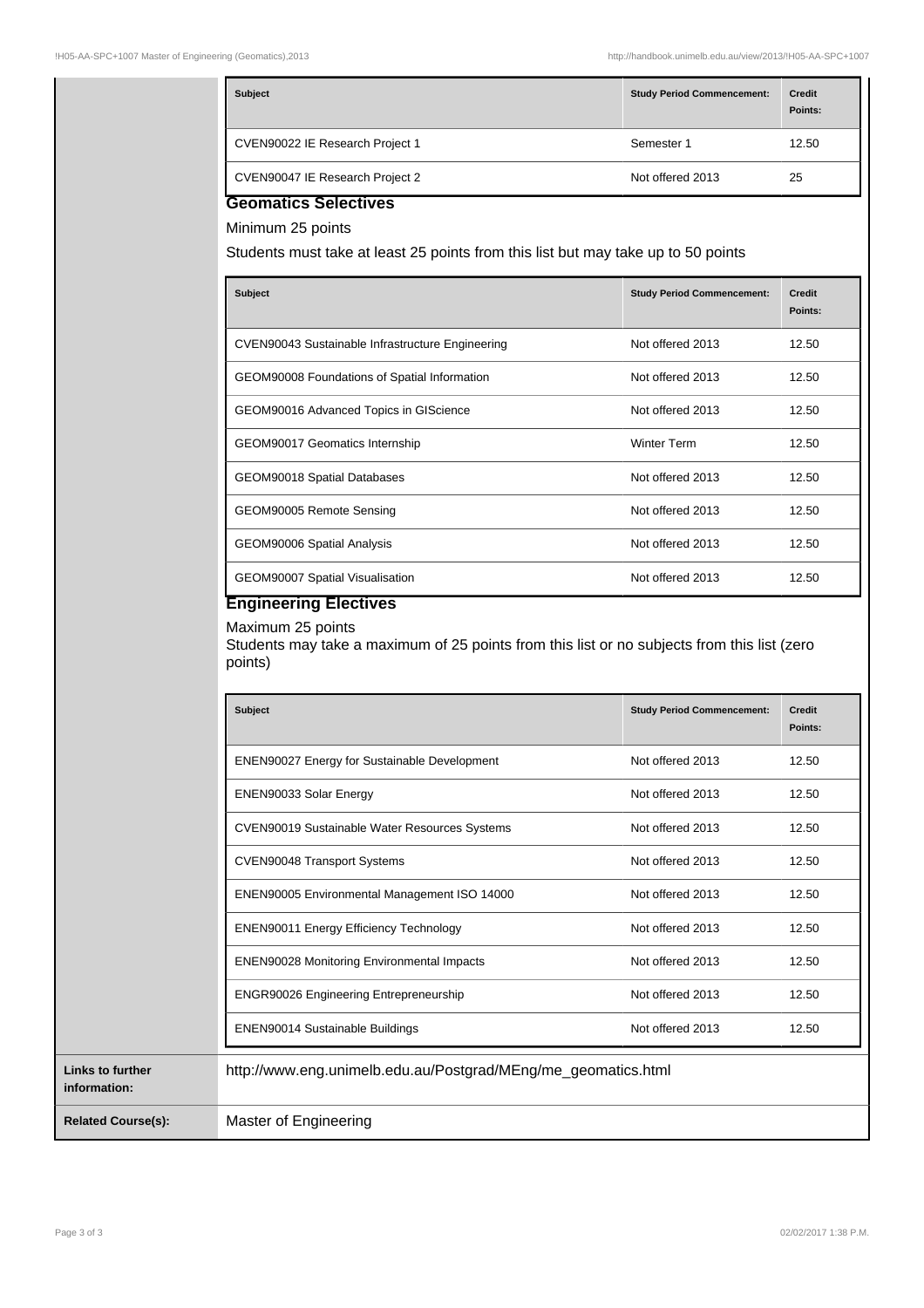| Subject | Study Period Commencement: | Credit Points: |
| --- | --- | --- |
| CVEN90022 IE Research Project 1 | Semester 1 | 12.50 |
| CVEN90047 IE Research Project 2 | Not offered 2013 | 25 |

### Geomatics Selectives

Minimum 25 points

Students must take at least 25 points from this list but may take up to 50 points

| Subject | Study Period Commencement: | Credit Points: |
| --- | --- | --- |
| CVEN90043 Sustainable Infrastructure Engineering | Not offered 2013 | 12.50 |
| GEOM90008 Foundations of Spatial Information | Not offered 2013 | 12.50 |
| GEOM90016 Advanced Topics in GIScience | Not offered 2013 | 12.50 |
| GEOM90017 Geomatics Internship | Winter Term | 12.50 |
| GEOM90018 Spatial Databases | Not offered 2013 | 12.50 |
| GEOM90005 Remote Sensing | Not offered 2013 | 12.50 |
| GEOM90006 Spatial Analysis | Not offered 2013 | 12.50 |
| GEOM90007 Spatial Visualisation | Not offered 2013 | 12.50 |

### Engineering Electives

Maximum 25 points

Students may take a maximum of 25 points from this list or no subjects from this list (zero points)

| Subject | Study Period Commencement: | Credit Points: |
| --- | --- | --- |
| ENEN90027 Energy for Sustainable Development | Not offered 2013 | 12.50 |
| ENEN90033 Solar Energy | Not offered 2013 | 12.50 |
| CVEN90019 Sustainable Water Resources Systems | Not offered 2013 | 12.50 |
| CVEN90048 Transport Systems | Not offered 2013 | 12.50 |
| ENEN90005 Environmental Management ISO 14000 | Not offered 2013 | 12.50 |
| ENEN90011 Energy Efficiency Technology | Not offered 2013 | 12.50 |
| ENEN90028 Monitoring Environmental Impacts | Not offered 2013 | 12.50 |
| ENGR90026 Engineering Entrepreneurship | Not offered 2013 | 12.50 |
| ENEN90014 Sustainable Buildings | Not offered 2013 | 12.50 |

| | |
| --- | --- |
| **Links to further information:** | http://www.eng.unimelb.edu.au/Postgrad/MEng/me_geomatics.html |
| **Related Course(s):** | Master of Engineering |